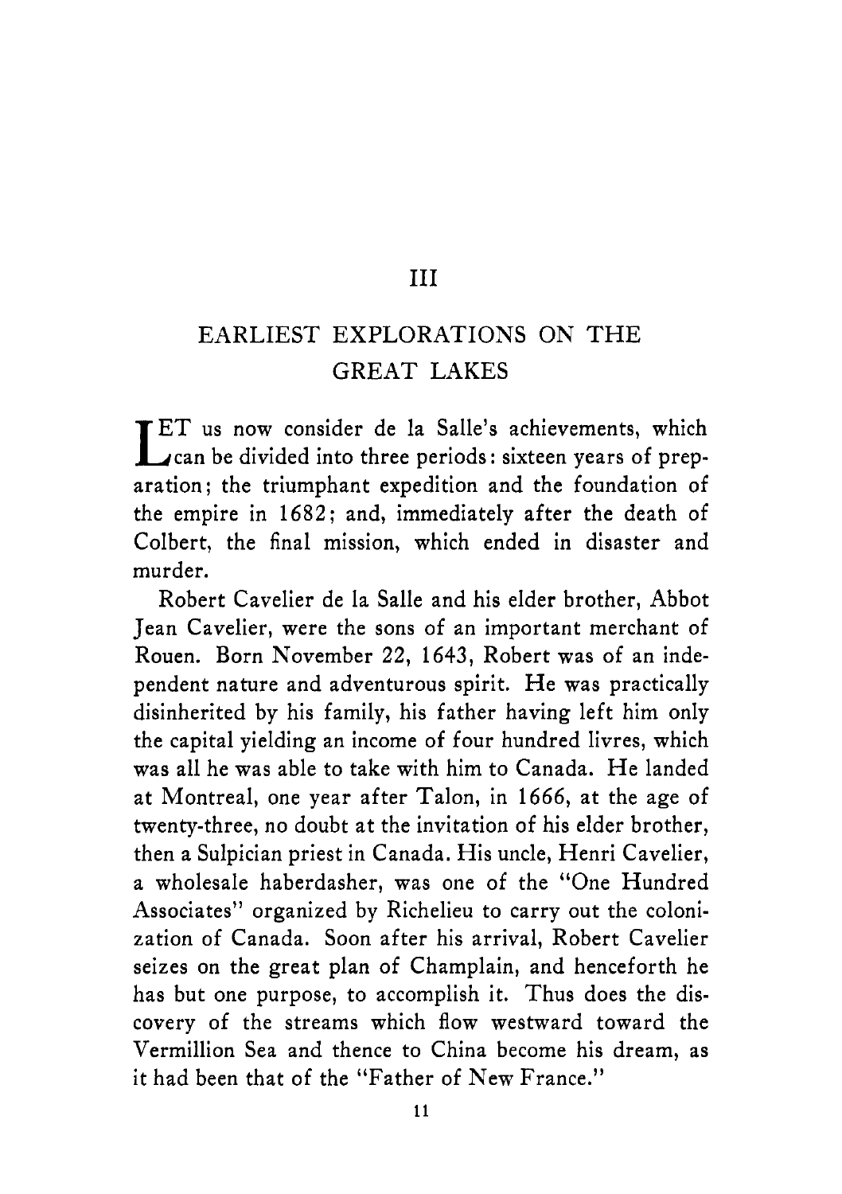# III

## EARLIEST EXPLORATIONS ON THE GREAT LAKES

LET us now consider de la Salle's achievements, which can be divided into three periods: sixteen years of preparation; the triumphant expedition and the foundation of the empire in 1682; and, immediately after the death of Colbert, the final mission, which ended in disaster and murder.

Robert Cavelier de la Salle and his elder brother, Abbot Jean Cavelier, were the sons of an important merchant of Rouen. Born November 22, 1643, Robert was of an independent nature and adventurous spirit. He was practically disinherited by his family, his father having left him only the capital yielding an income of four hundred livres, which was all he was able to take with him to Canada. He landed at Montreal, one year after Talon, in 1666, at the age of twenty-three, no doubt at the invitation of his elder brother, then a Sulpician priest in Canada. His uncle, Henri Cavelier, a wholesale haberdasher, was one of the "One Hundred Associates" organized by Richelieu to carry out the colonization of Canada. Soon after his arrival, Robert Cavelier seizes on the great plan of Champlain, and henceforth he has but one purpose, to accomplish it. Thus does the discovery of the streams which flow westward toward the Vermillion Sea and thence to China become his dream, as it had been that of the "Father of New France."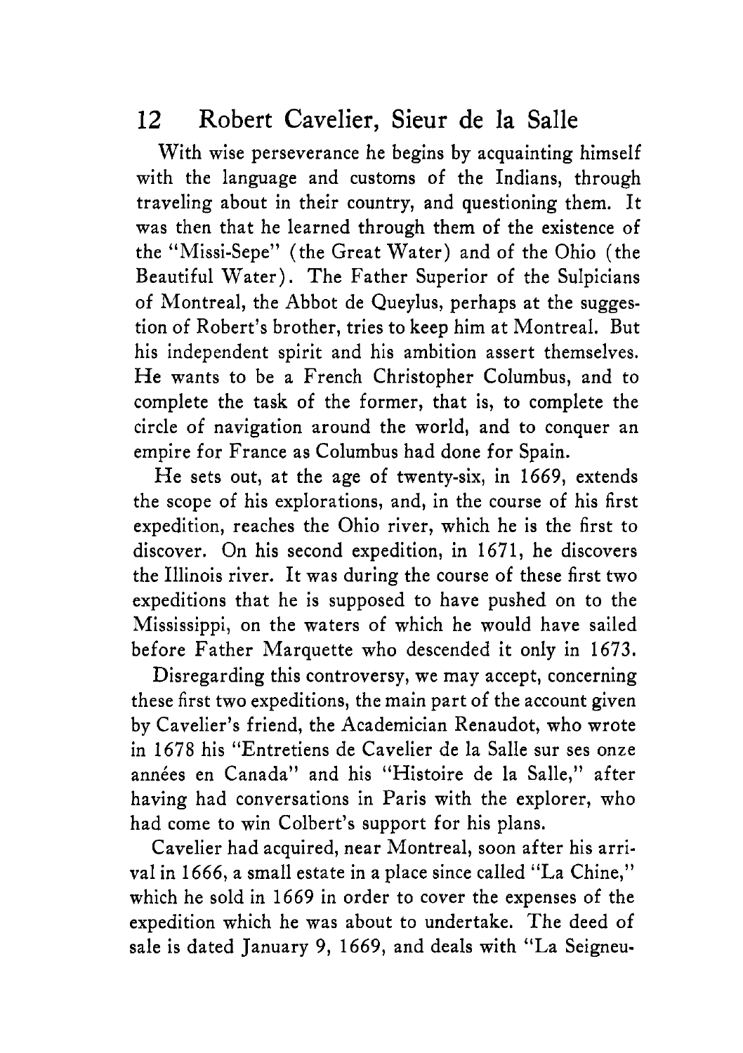With wise perseverance he begins by acquainting himself with the language and customs of the Indians, through traveling about in their country, and questioning them. It was then that he learned through them of the existence of the "Missi-Sepe" (the Great Water) and of the Ohio (the Beautiful Water). The Father Superior of the Sulpicians of Montreal, the Abbot de Queylus, perhaps at the suggestion of Robert's brother, tries to keep him at Montreal. But his independent spirit and his ambition assert themselves. He wants to be a French Christopher Columbus, and to complete the task of the former, that is, to complete the circle of navigation around the world, and to conquer an empire for France as Columbus had done for Spain.

He sets out, at the age of twenty-six, in 1669, extends the scope of his explorations, and, in the course of his first expedition, reaches the Ohio river, which he is the first to discover. On his second expedition, in 1671, he discovers the Illinois river. It was during the course of these first two expeditions that he is supposed to have pushed on to the Mississippi, on the waters of which he would have sailed before Father Marquette who descended it only in 1673.

Disregarding this controversy, we may accept, concerning these first two expeditions, the main part of the account given by Cavelier's friend, the Academician Renaudot, who wrote in 1678 his "Entretiens de Cavelier de la Salle sur ses onze années en Canada" and his "Histoire de la Salle," after having had conversations in Paris with the explorer, who had come to win Colbert's support for his plans.

Cavelier had acquired, near Montreal, soon after his arrival in 1666, a small estate in a place since called "La Chine," which he sold in 1669 in order to cover the expenses of the expedition which he was about to undertake. The deed of sale is dated January 9, 1669, and deals with "La Seigneu-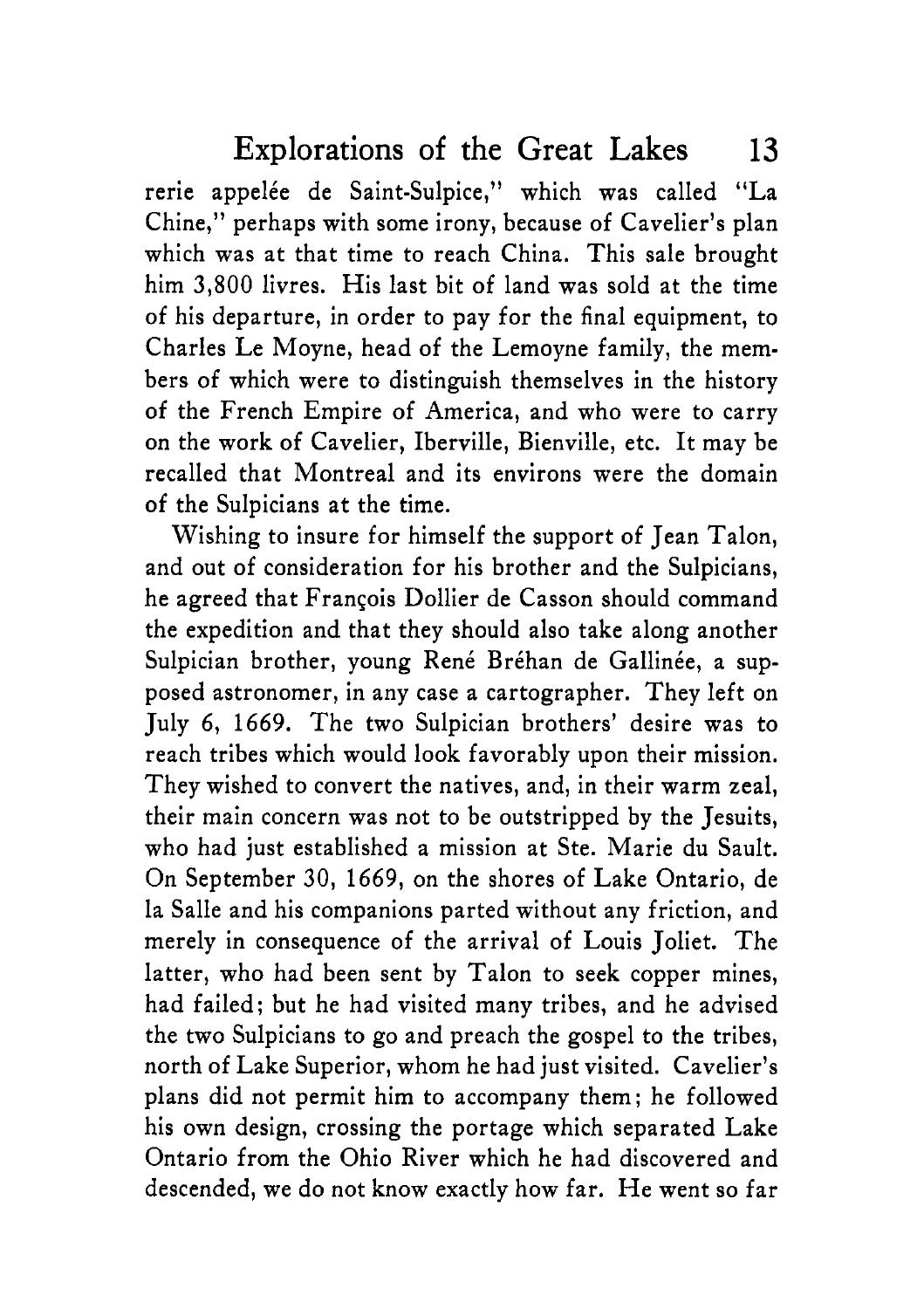rerie appelée de Saint-Sulpice," which was called "La Chine," perhaps with some irony, because of Cavelier's plan which was at that time to reach China. This sale brought him 3,800 livres. His last bit of land was sold at the time of his departure, in order to pay for the final equipment, to Charles Le Moyne, head of the Lemoyne family, the members of which were to distinguish themselves in the history of the French Empire of America, and who were to carry on the work of Cavelier, Iberville, Bienville, etc. It may be recalled that Montreal and its environs were the domain of the Sulpicians at the time.

Wishing to insure for himself the support of Jean Talon, and out of consideration for his brother and the Sulpicians, he agreed that François Dollier de Casson should command the expedition and that they should also take along another Sulpician brother, young René Bréhan de Gallinée, a supposed astronomer, in any case a cartographer. They left on July 6, 1669. The two Sulpician brothers' desire was to reach tribes which would look favorably upon their mission. They wished to convert the natives, and, in their warm zeal, their main concern was not to be outstripped by the Jesuits, who had just established a mission at Ste. Marie du Sault. On September 30, 1669, on the shores of Lake Ontario, de la Salle and his companions parted without any friction, and merely in consequence of the arrival of Louis Joliet. The latter, who had been sent by Talon to seek copper mines, had failed; but he had visited many tribes, and he advised the two Sulpicians to go and preach the gospel to the tribes, north of Lake Superior, whom he had just visited. Cavelier's plans did not permit him to accompany them; he followed his own design, crossing the portage which separated Lake Ontario from the Ohio River which he had discovered and descended, we do not know exactly how far. He went so far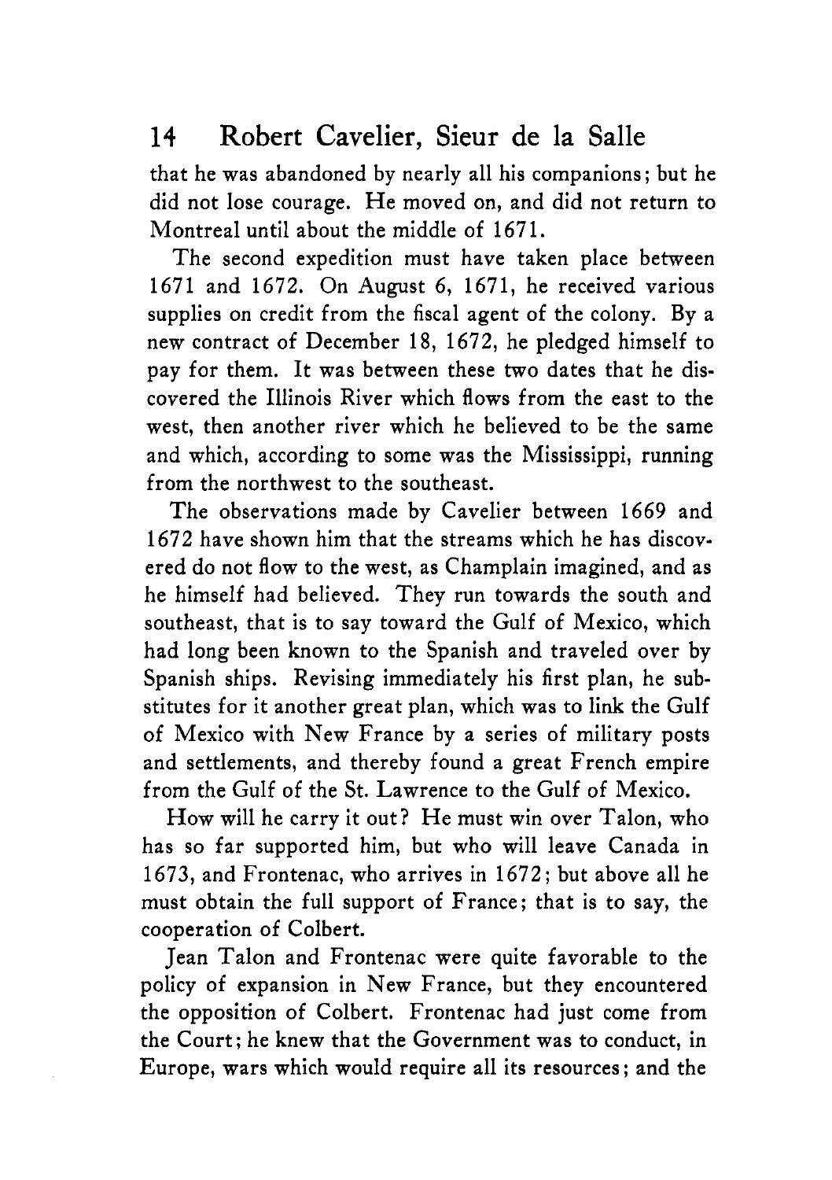that he was abandoned by nearly all his companions; but he did not lose courage. He moved on, and did not return to Montreal until about the middle of 1671.

The second expedition must have taken place between 1671 and 1672. On August 6, 1671, he received various supplies on credit from the fiscal agent of the colony. By a new contract of December 18, 1672, he pledged himself to pay for them. It was between these two dates that he discovered the Illinois River which flows from the east to the west, then another river which he believed to be the same and which, according to some was the Mississippi, running from the northwest to the southeast.

The observations made by Cavelier between 1669 and 1672 have shown him that the streams which he has discovered do not flow to the west, as Champlain imagined, and as he himself had believed. They run towards the south and southeast, that is to say toward the Gulf of Mexico, which had long been known to the Spanish and traveled over by Spanish ships. Revising immediately his first plan, he substitutes for it another great plan, which was to link the Gulf of Mexico with New France by a series of military posts and settlements, and thereby found a great French empire from the Gulf of the St. Lawrence to the Gulf of Mexico.

How will he carry it out? He must win over Talon, who has so far supported him, but who will leave Canada in 1673, and Frontenac, who arrives in 1672; but above all he must obtain the full support of France; that is to say, the cooperation of Colbert.

Jean Talon and Frontenac were quite favorable to the policy of expansion in New France, but they encountered the opposition of Colbert. Frontenac had just come from the Court; he knew that the Government was to conduct, in Europe, wars which would require all its resources; and the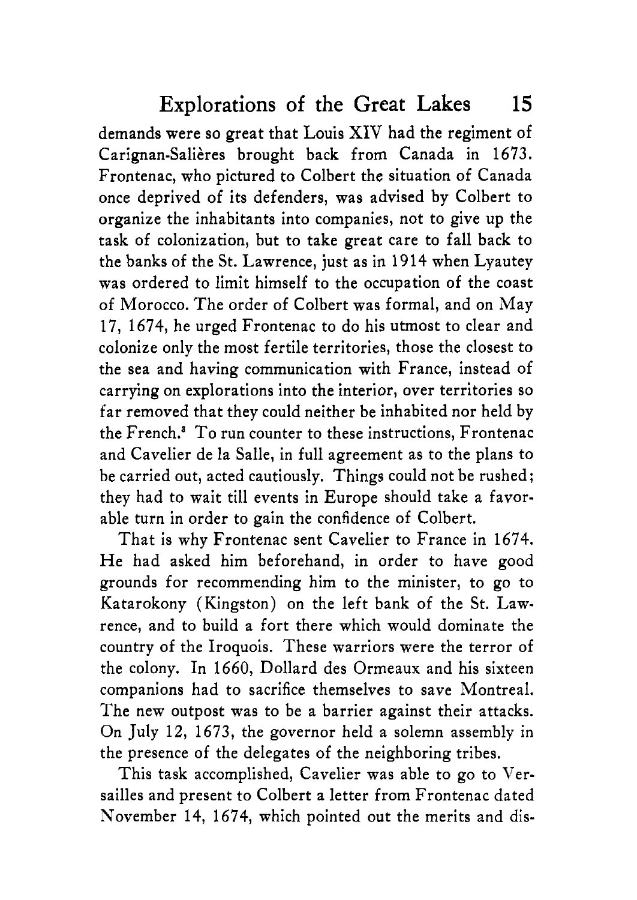demands were so great that Louis XIV had the regiment of Carignan-Salières brought back from Canada in 1673. Frontenac, who pictured to Colbert the situation of Canada once deprived of its defenders, was advised by Colbert to organize the inhabitants into companies, not to give up the task of colonization, but to take great care to fall back to the banks of the St. Lawrence, just as in 1914 when Lyautey was ordered to limit himself to the occupation of the coast of Morocco. The order of Colbert was formal, and on May 17, 1674, he urged Frontenac to do his utmost to clear and colonize only the most fertile territories, those the closest to the sea and having communication with France, instead of carrying on explorations into the interior, over territories so far removed that they could neither be inhabited nor held by the French.[3] To run counter to these instructions, Frontenac and Cavelier de la Salle, in full agreement as to the plans to be carried out, acted cautiously. Things could not be rushed; they had to wait till events in Europe should take a favorable turn in order to gain the confidence of Colbert.

That is why Frontenac sent Cavelier to France in 1674. He had asked him beforehand, in order to have good grounds for recommending him to the minister, to go to Katarokony (Kingston) on the left bank of the St. Lawrence, and to build a fort there which would dominate the country of the Iroquois. These warriors were the terror of the colony. In 1660, Dollard des Ormeaux and his sixteen companions had to sacrifice themselves to save Montreal. The new outpost was to be a barrier against their attacks. On July 12, 1673, the governor held a solemn assembly in the presence of the delegates of the neighboring tribes.

This task accomplished, Cavelier was able to go to Versailles and present to Colbert a letter from Frontenac dated November 14, 1674, which pointed out the merits and dis-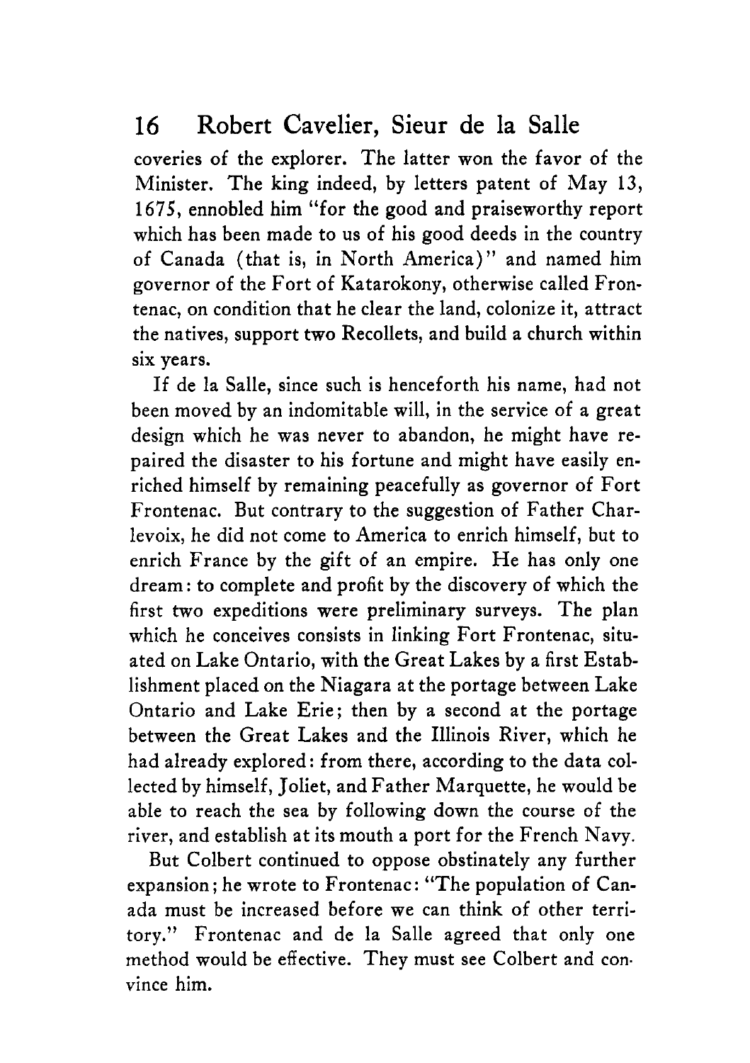coveries of the explorer. The latter won the favor of the Minister. The king indeed, by letters patent of May 13, 1675, ennobled him "for the good and praiseworthy report which has been made to us of his good deeds in the country of Canada (that is, in North America)" and named him governor of the Fort of Katarokony, otherwise called Frontenac, on condition that he clear the land, colonize it, attract the natives, support two Recollets, and build a church within six years.

If de la Salle, since such is henceforth his name, had not been moved by an indomitable will, in the service of a great design which he was never to abandon, he might have repaired the disaster to his fortune and might have easily enriched himself by remaining peacefully as governor of Fort Frontenac. But contrary to the suggestion of Father Charlevoix, he did not come to America to enrich himself, but to enrich France by the gift of an empire. He has only one dream: to complete and profit by the discovery of which the first two expeditions were preliminary surveys. The plan which he conceives consists in linking Fort Frontenac, situated on Lake Ontario, with the Great Lakes by a first Establishment placed on the Niagara at the portage between Lake Ontario and Lake Erie; then by a second at the portage between the Great Lakes and the Illinois River, which he had already explored: from there, according to the data collected by himself, Joliet, and Father Marquette, he would be able to reach the sea by following down the course of the river, and establish at its mouth a port for the French Navy.

But Colbert continued to oppose obstinately any further expansion; he wrote to Frontenac: "The population of Canada must be increased before we can think of other territory." Frontenac and de la Salle agreed that only one method would be effective. They must see Colbert and convince him.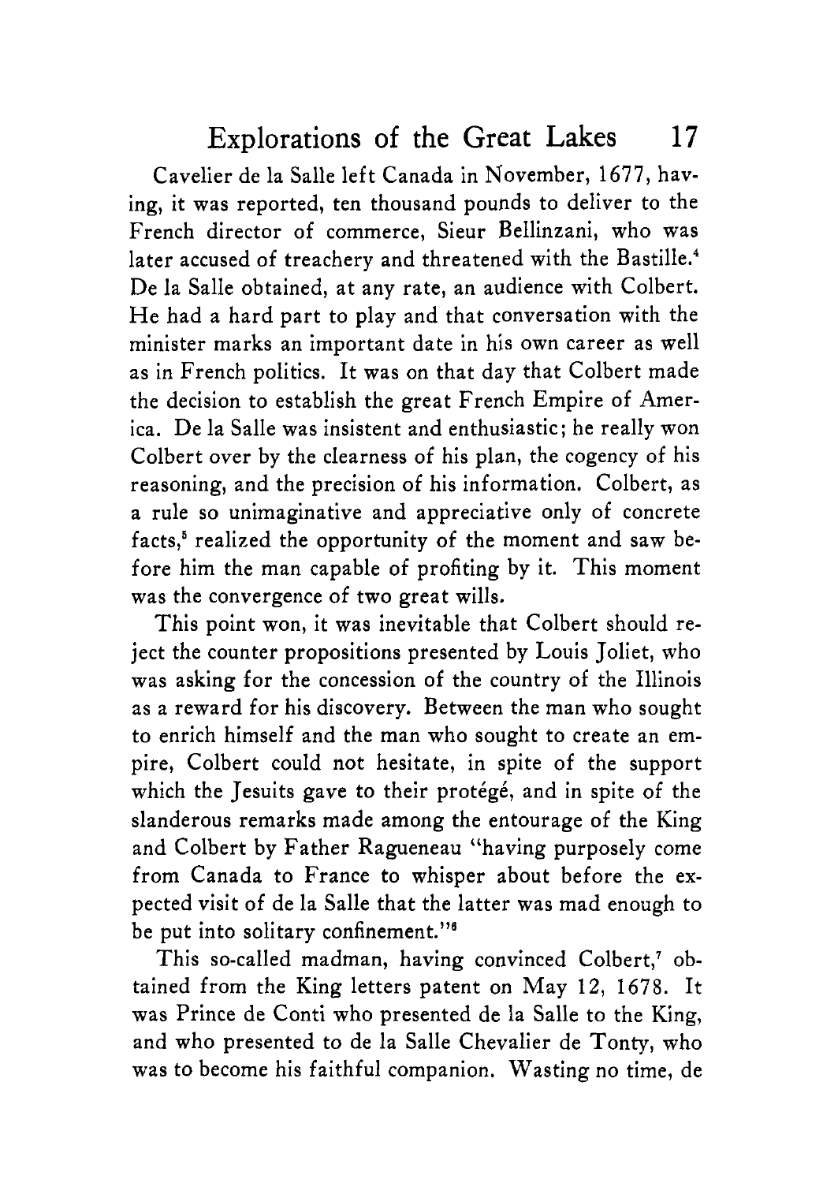Cavelier de la Salle left Canada in November, 1677, having, it was reported, ten thousand pounds to deliver to the French director of commerce, Sieur Bellinzani, who was later accused of treachery and threatened with the Bastille.[4] De la Salle obtained, at any rate, an audience with Colbert. He had a hard part to play and that conversation with the minister marks an important date in his own career as well as in French politics. It was on that day that Colbert made the decision to establish the great French Empire of America. De la Salle was insistent and enthusiastic; he really won Colbert over by the clearness of his plan, the cogency of his reasoning, and the precision of his information. Colbert, as a rule so unimaginative and appreciative only of concrete facts,[5] realized the opportunity of the moment and saw before him the man capable of profiting by it. This moment was the convergence of two great wills.

This point won, it was inevitable that Colbert should reject the counter propositions presented by Louis Joliet, who was asking for the concession of the country of the Illinois as a reward for his discovery. Between the man who sought to enrich himself and the man who sought to create an empire, Colbert could not hesitate, in spite of the support which the Jesuits gave to their protégé, and in spite of the slanderous remarks made among the entourage of the King and Colbert by Father Ragueneau "having purposely come from Canada to France to whisper about before the expected visit of de la Salle that the latter was mad enough to be put into solitary confinement."[6]

This so-called madman, having convinced Colbert,[7] obtained from the King letters patent on May 12, 1678. It was Prince de Conti who presented de la Salle to the King, and who presented to de la Salle Chevalier de Tonty, who was to become his faithful companion. Wasting no time, de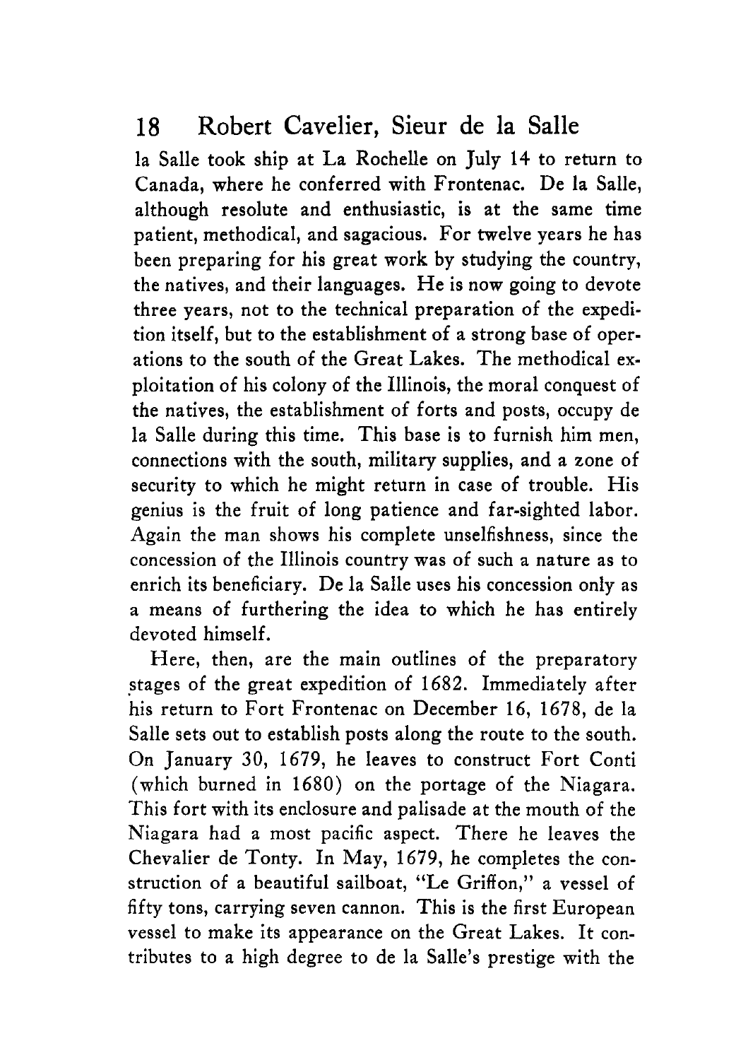la Salle took ship at La Rochelle on July 14 to return to Canada, where he conferred with Frontenac. De la Salle, although resolute and enthusiastic, is at the same time patient, methodical, and sagacious. For twelve years he has been preparing for his great work by studying the country, the natives, and their languages. He is now going to devote three years, not to the technical preparation of the expedition itself, but to the establishment of a strong base of operations to the south of the Great Lakes. The methodical exploitation of his colony of the Illinois, the moral conquest of the natives, the establishment of forts and posts, occupy de la Salle during this time. This base is to furnish him men, connections with the south, military supplies, and a zone of security to which he might return in case of trouble. His genius is the fruit of long patience and far-sighted labor. Again the man shows his complete unselfishness, since the concession of the Illinois country was of such a nature as to enrich its beneficiary. De la Salle uses his concession only as a means of furthering the idea to which he has entirely devoted himself.

Here, then, are the main outlines of the preparatory stages of the great expedition of 1682. Immediately after his return to Fort Frontenac on December 16, 1678, de la Salle sets out to establish posts along the route to the south. On January 30, 1679, he leaves to construct Fort Conti (which burned in 1680) on the portage of the Niagara. This fort with its enclosure and palisade at the mouth of the Niagara had a most pacific aspect. There he leaves the Chevalier de Tonty. In May, 1679, he completes the construction of a beautiful sailboat, "Le Griffon," a vessel of fifty tons, carrying seven cannon. This is the first European vessel to make its appearance on the Great Lakes. It contributes to a high degree to de la Salle's prestige with the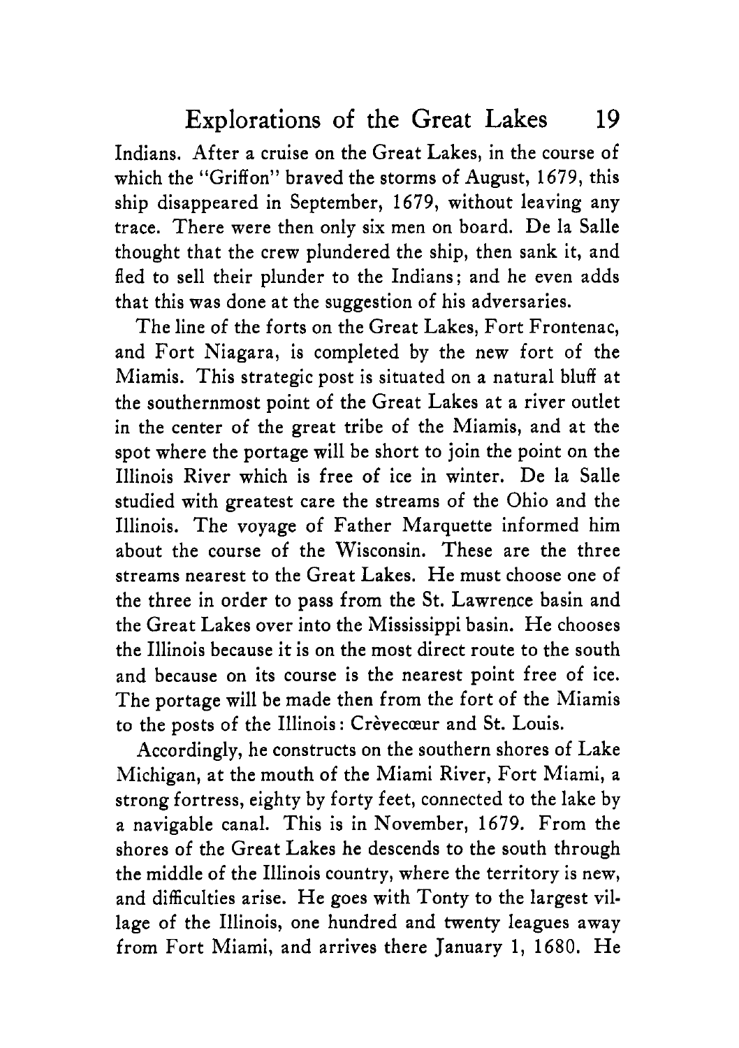Indians. After a cruise on the Great Lakes, in the course of which the "Griffon" braved the storms of August, 1679, this ship disappeared in September, 1679, without leaving any trace. There were then only six men on board. De la Salle thought that the crew plundered the ship, then sank it, and fled to sell their plunder to the Indians; and he even adds that this was done at the suggestion of his adversaries.

The line of the forts on the Great Lakes, Fort Frontenac, and Fort Niagara, is completed by the new fort of the Miamis. This strategic post is situated on a natural bluff at the southernmost point of the Great Lakes at a river outlet in the center of the great tribe of the Miamis, and at the spot where the portage will be short to join the point on the Illinois River which is free of ice in winter. De la Salle studied with greatest care the streams of the Ohio and the Illinois. The voyage of Father Marquette informed him about the course of the Wisconsin. These are the three streams nearest to the Great Lakes. He must choose one of the three in order to pass from the St. Lawrence basin and the Great Lakes over into the Mississippi basin. He chooses the Illinois because it is on the most direct route to the south and because on its course is the nearest point free of ice. The portage will be made then from the fort of the Miamis to the posts of the Illinois: Crèvecœur and St. Louis.

Accordingly, he constructs on the southern shores of Lake Michigan, at the mouth of the Miami River, Fort Miami, a strong fortress, eighty by forty feet, connected to the lake by a navigable canal. This is in November, 1679. From the shores of the Great Lakes he descends to the south through the middle of the Illinois country, where the territory is new, and difficulties arise. He goes with Tonty to the largest village of the Illinois, one hundred and twenty leagues away from Fort Miami, and arrives there January 1, 1680. He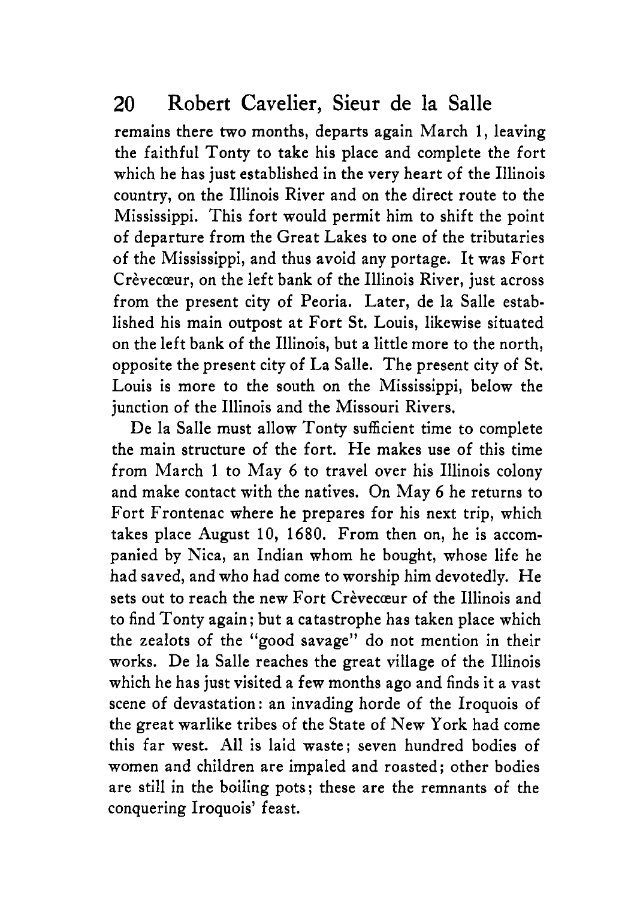remains there two months, departs again March 1, leaving the faithful Tonty to take his place and complete the fort which he has just established in the very heart of the Illinois country, on the Illinois River and on the direct route to the Mississippi. This fort would permit him to shift the point of departure from the Great Lakes to one of the tributaries of the Mississippi, and thus avoid any portage. It was Fort Crèvecœur, on the left bank of the Illinois River, just across from the present city of Peoria. Later, de la Salle established his main outpost at Fort St. Louis, likewise situated on the left bank of the Illinois, but a little more to the north, opposite the present city of La Salle. The present city of St. Louis is more to the south on the Mississippi, below the junction of the Illinois and the Missouri Rivers.

De la Salle must allow Tonty sufficient time to complete the main structure of the fort. He makes use of this time from March 1 to May 6 to travel over his Illinois colony and make contact with the natives. On May 6 he returns to Fort Frontenac where he prepares for his next trip, which takes place August 10, 1680. From then on, he is accompanied by Nica, an Indian whom he bought, whose life he had saved, and who had come to worship him devotedly. He sets out to reach the new Fort Crèvecœur of the Illinois and to find Tonty again; but a catastrophe has taken place which the zealots of the "good savage" do not mention in their works. De la Salle reaches the great village of the Illinois which he has just visited a few months ago and finds it a vast scene of devastation: an invading horde of the Iroquois of the great warlike tribes of the State of New York had come this far west. All is laid waste; seven hundred bodies of women and children are impaled and roasted; other bodies are still in the boiling pots; these are the remnants of the conquering Iroquois' feast.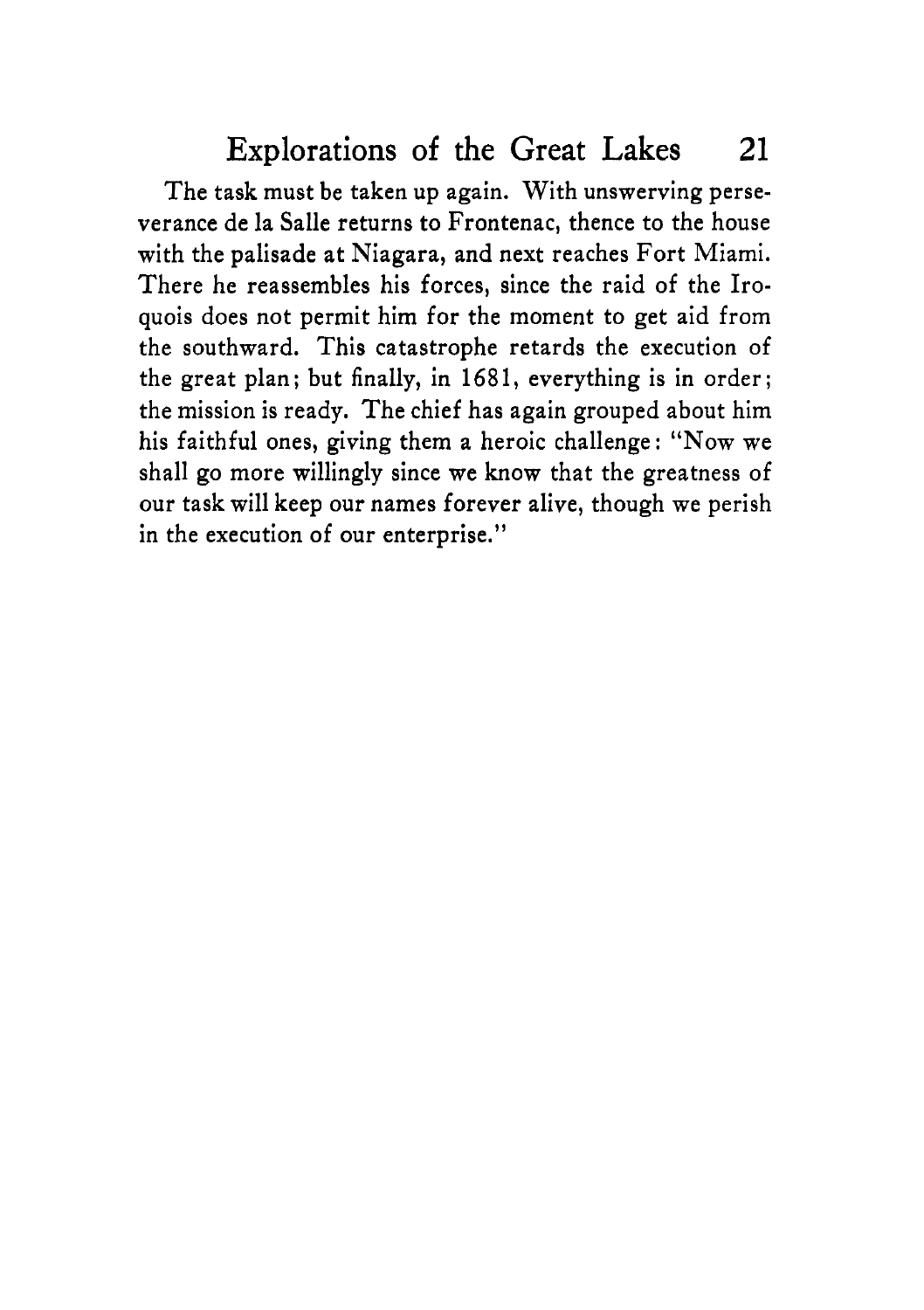The task must be taken up again. With unswerving perseverance de la Salle returns to Frontenac, thence to the house with the palisade at Niagara, and next reaches Fort Miami. There he reassembles his forces, since the raid of the Iroquois does not permit him for the moment to get aid from the southward. This catastrophe retards the execution of the great plan; but finally, in 1681, everything is in order; the mission is ready. The chief has again grouped about him his faithful ones, giving them a heroic challenge: "Now we shall go more willingly since we know that the greatness of our task will keep our names forever alive, though we perish in the execution of our enterprise."